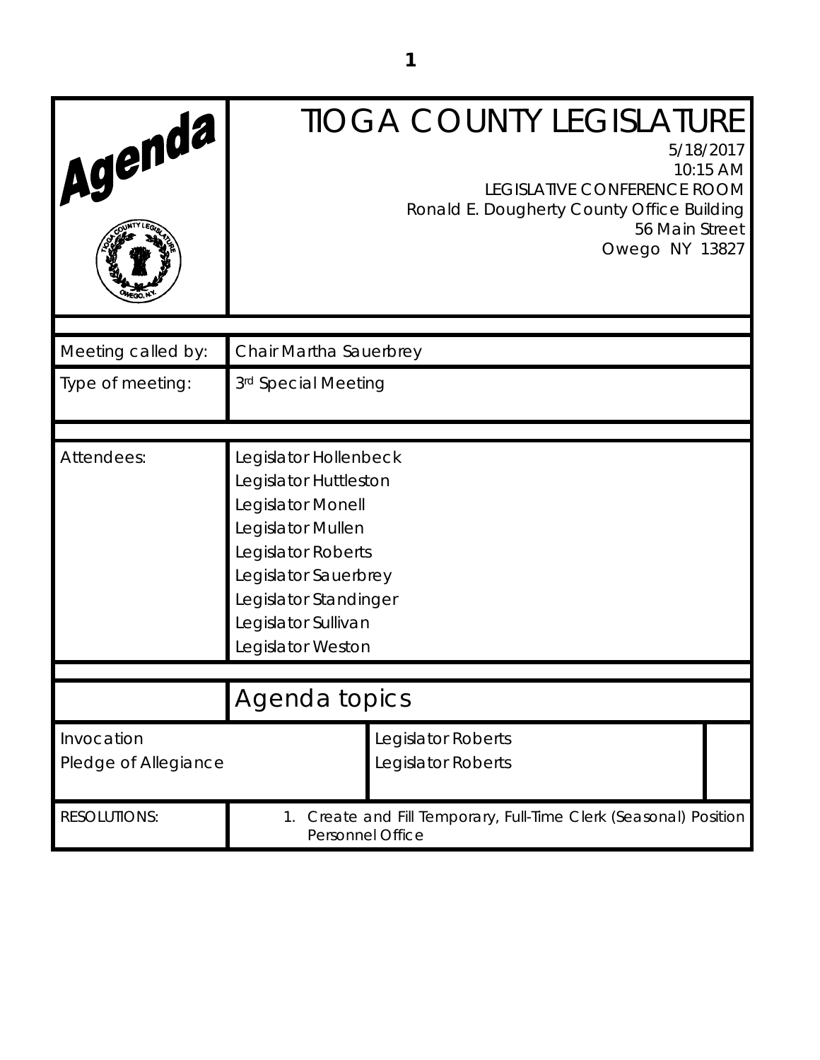# Agenda

# TIOGA COUNTY LEGISLATURE

5/18/2017
10:15 AM
LEGISLATIVE CONFERENCE ROOM
Ronald E. Dougherty County Office Building
56 Main Street
Owego NY 13827

| | |
|---|---|
| Meeting called by: | Chair Martha Sauerbrey |
| Type of meeting: | 3rd Special Meeting |
| Attendees: | Legislator Hollenbeck<br>Legislator Huttleston<br>Legislator Monell<br>Legislator Mullen<br>Legislator Roberts<br>Legislator Sauerbrey<br>Legislator Standinger<br>Legislator Sullivan<br>Legislator Weston |

## Agenda topics

| | |
|---|---|
| Invocation | Legislator Roberts |
| Pledge of Allegiance | Legislator Roberts |
| RESOLUTIONS: | 1. Create and Fill Temporary, Full-Time Clerk (Seasonal) Position Personnel Office |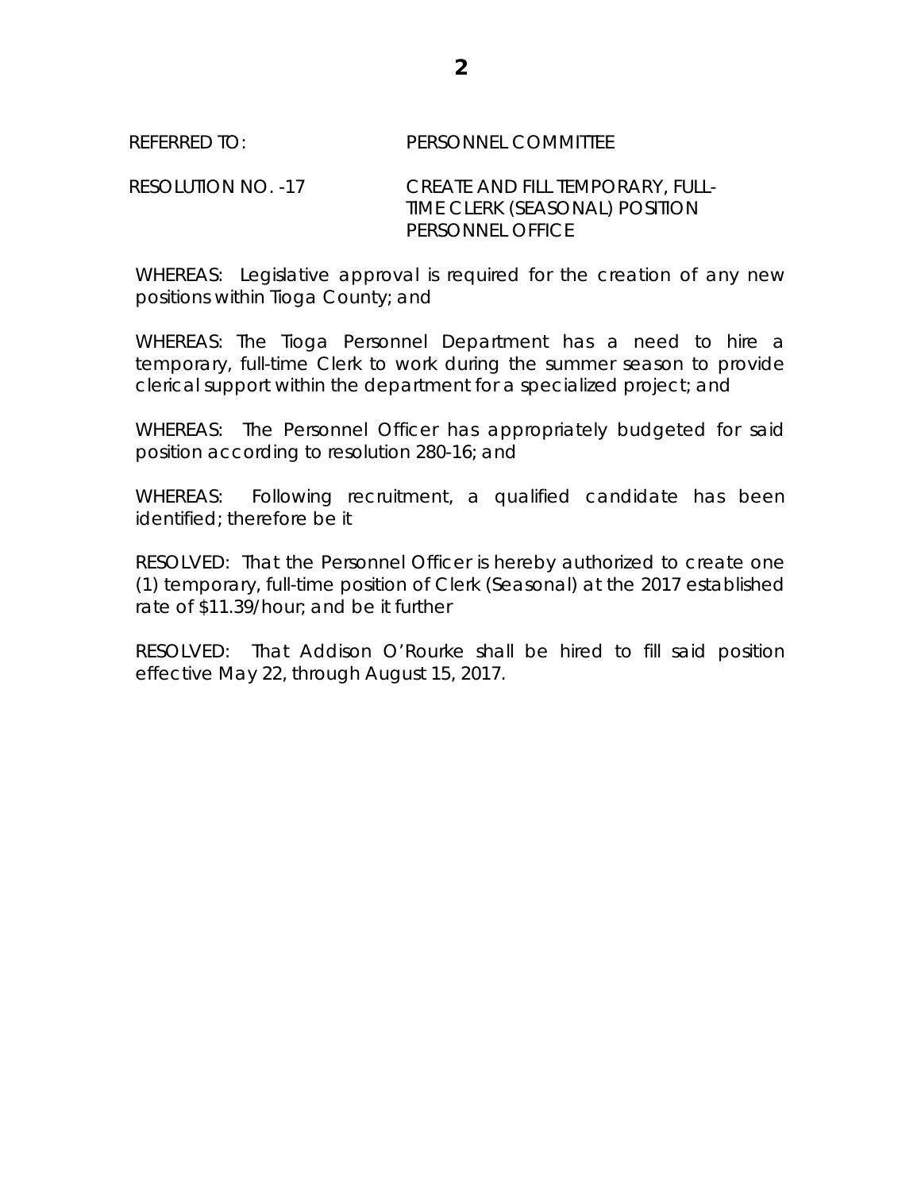REFERRED TO: PERSONNEL COMMITTEE

RESOLUTION NO. -17 CREATE AND FILL TEMPORARY, FULL-TIME CLERK (SEASONAL) POSITION PERSONNEL OFFICE

WHEREAS: Legislative approval is required for the creation of any new positions within Tioga County; and

WHEREAS: The Tioga Personnel Department has a need to hire a temporary, full-time Clerk to work during the summer season to provide clerical support within the department for a specialized project; and

WHEREAS: The Personnel Officer has appropriately budgeted for said position according to resolution 280-16; and

WHEREAS: Following recruitment, a qualified candidate has been identified; therefore be it

RESOLVED: That the Personnel Officer is hereby authorized to create one (1) temporary, full-time position of Clerk (Seasonal) at the 2017 established rate of $11.39/hour; and be it further

RESOLVED: That Addison O'Rourke shall be hired to fill said position effective May 22, through August 15, 2017.